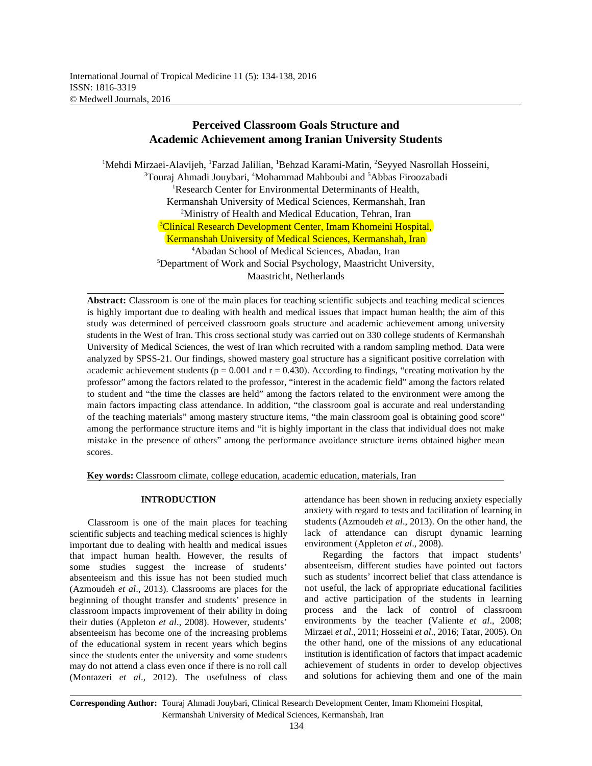International Journal of Tropical Medicine 11 (5): 134-138, 2016
ISSN: 1816-3319
© Medwell Journals, 2016

# Perceived Classroom Goals Structure and Academic Achievement among Iranian University Students

[1]Mehdi Mirzaei-Alavijeh, [1]Farzad Jalilian, [1]Behzad Karami-Matin, [2]Seyyed Nasrollah Hosseini, [3]Touraj Ahmadi Jouybari, [4]Mohammad Mahboubi and [5]Abbas Firoozabadi

[1]Research Center for Environmental Determinants of Health, Kermanshah University of Medical Sciences, Kermanshah, Iran
[2]Ministry of Health and Medical Education, Tehran, Iran
[3]Clinical Research Development Center, Imam Khomeini Hospital, Kermanshah University of Medical Sciences, Kermanshah, Iran
[4]Abadan School of Medical Sciences, Abadan, Iran
[5]Department of Work and Social Psychology, Maastricht University, Maastricht, Netherlands

**Abstract:** Classroom is one of the main places for teaching scientific subjects and teaching medical sciences is highly important due to dealing with health and medical issues that impact human health; the aim of this study was determined of perceived classroom goals structure and academic achievement among university students in the West of Iran. This cross sectional study was carried out on 330 college students of Kermanshah University of Medical Sciences, the west of Iran which recruited with a random sampling method. Data were analyzed by SPSS-21. Our findings, showed mastery goal structure has a significant positive correlation with academic achievement students ($p = 0.001$ and $r = 0.430$). According to findings, "creating motivation by the professor" among the factors related to the professor, "interest in the academic field" among the factors related to student and "the time the classes are held" among the factors related to the environment were among the main factors impacting class attendance. In addition, "the classroom goal is accurate and real understanding of the teaching materials" among mastery structure items, "the main classroom goal is obtaining good score" among the performance structure items and "it is highly important in the class that individual does not make mistake in the presence of others" among the performance avoidance structure items obtained higher mean scores.

**Key words:** Classroom climate, college education, academic education, materials, Iran

## INTRODUCTION

Classroom is one of the main places for teaching scientific subjects and teaching medical sciences is highly important due to dealing with health and medical issues that impact human health. However, the results of some studies suggest the increase of students' absenteeism and this issue has not been studied much (Azmoudeh *et al*., 2013). Classrooms are places for the beginning of thought transfer and students' presence in classroom impacts improvement of their ability in doing their duties (Appleton *et al*., 2008). However, students' absenteeism has become one of the increasing problems of the educational system in recent years which begins since the students enter the university and some students may do not attend a class even once if there is no roll call (Montazeri *et al*., 2012). The usefulness of class attendance has been shown in reducing anxiety especially anxiety with regard to tests and facilitation of learning in students (Azmoudeh *et al*., 2013). On the other hand, the lack of attendance can disrupt dynamic learning environment (Appleton *et al*., 2008).

Regarding the factors that impact students' absenteeism, different studies have pointed out factors such as students' incorrect belief that class attendance is not useful, the lack of appropriate educational facilities and active participation of the students in learning process and the lack of control of classroom environments by the teacher (Valiente *et al*., 2008; Mirzaei *et al*., 2011; Hosseini *et al*., 2016; Tatar, 2005). On the other hand, one of the missions of any educational institution is identification of factors that impact academic achievement of students in order to develop objectives and solutions for achieving them and one of the main

**Corresponding Author:** Touraj Ahmadi Jouybari, Clinical Research Development Center, Imam Khomeini Hospital, Kermanshah University of Medical Sciences, Kermanshah, Iran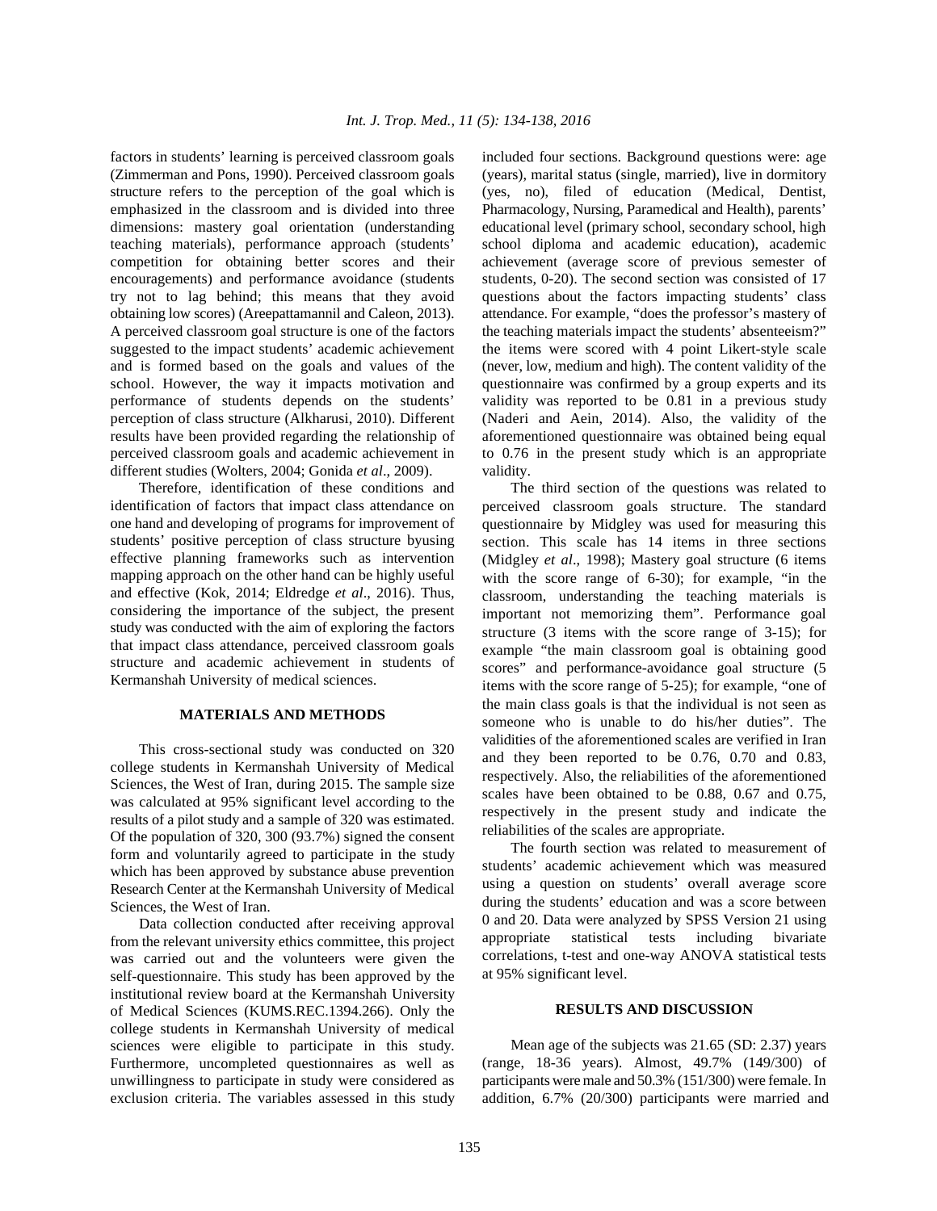factors in students' learning is perceived classroom goals (Zimmerman and Pons, 1990). Perceived classroom goals structure refers to the perception of the goal which is emphasized in the classroom and is divided into three dimensions: mastery goal orientation (understanding teaching materials), performance approach (students' competition for obtaining better scores and their encouragements) and performance avoidance (students try not to lag behind; this means that they avoid obtaining low scores) (Areepattamannil and Caleon, 2013). A perceived classroom goal structure is one of the factors suggested to the impact students' academic achievement and is formed based on the goals and values of the school. However, the way it impacts motivation and performance of students depends on the students' perception of class structure (Alkharusi, 2010). Different results have been provided regarding the relationship of perceived classroom goals and academic achievement in different studies (Wolters, 2004; Gonida *et al*., 2009).

Therefore, identification of these conditions and identification of factors that impact class attendance on one hand and developing of programs for improvement of students' positive perception of class structure byusing effective planning frameworks such as intervention mapping approach on the other hand can be highly useful and effective (Kok, 2014; Eldredge *et al*., 2016). Thus, considering the importance of the subject, the present study was conducted with the aim of exploring the factors that impact class attendance, perceived classroom goals structure and academic achievement in students of Kermanshah University of medical sciences.

## MATERIALS AND METHODS

This cross-sectional study was conducted on 320 college students in Kermanshah University of Medical Sciences, the West of Iran, during 2015. The sample size was calculated at 95% significant level according to the results of a pilot study and a sample of 320 was estimated. Of the population of 320, 300 (93.7%) signed the consent form and voluntarily agreed to participate in the study which has been approved by substance abuse prevention Research Center at the Kermanshah University of Medical Sciences, the West of Iran.

Data collection conducted after receiving approval from the relevant university ethics committee, this project was carried out and the volunteers were given the self-questionnaire. This study has been approved by the institutional review board at the Kermanshah University of Medical Sciences (KUMS.REC.1394.266). Only the college students in Kermanshah University of medical sciences were eligible to participate in this study. Furthermore, uncompleted questionnaires as well as unwillingness to participate in study were considered as exclusion criteria. The variables assessed in this study included four sections. Background questions were: age (years), marital status (single, married), live in dormitory (yes, no), filed of education (Medical, Dentist, Pharmacology, Nursing, Paramedical and Health), parents' educational level (primary school, secondary school, high school diploma and academic education), academic achievement (average score of previous semester of students, 0-20). The second section was consisted of 17 questions about the factors impacting students' class attendance. For example, "does the professor's mastery of the teaching materials impact the students' absenteeism?" the items were scored with 4 point Likert-style scale (never, low, medium and high). The content validity of the questionnaire was confirmed by a group experts and its validity was reported to be 0.81 in a previous study (Naderi and Aein, 2014). Also, the validity of the aforementioned questionnaire was obtained being equal to 0.76 in the present study which is an appropriate validity.

The third section of the questions was related to perceived classroom goals structure. The standard questionnaire by Midgley was used for measuring this section. This scale has 14 items in three sections (Midgley *et al*., 1998); Mastery goal structure (6 items with the score range of 6-30); for example, "in the classroom, understanding the teaching materials is important not memorizing them". Performance goal structure (3 items with the score range of 3-15); for example "the main classroom goal is obtaining good scores" and performance-avoidance goal structure (5 items with the score range of 5-25); for example, "one of the main class goals is that the individual is not seen as someone who is unable to do his/her duties". The validities of the aforementioned scales are verified in Iran and they been reported to be 0.76, 0.70 and 0.83, respectively. Also, the reliabilities of the aforementioned scales have been obtained to be 0.88, 0.67 and 0.75, respectively in the present study and indicate the reliabilities of the scales are appropriate.

The fourth section was related to measurement of students' academic achievement which was measured using a question on students' overall average score during the students' education and was a score between 0 and 20. Data were analyzed by SPSS Version 21 using appropriate statistical tests including bivariate correlations, t-test and one-way ANOVA statistical tests at 95% significant level.

## RESULTS AND DISCUSSION

Mean age of the subjects was 21.65 (SD: 2.37) years (range, 18-36 years). Almost, 49.7% (149/300) of participants were male and 50.3% (151/300) were female. In addition, 6.7% (20/300) participants were married and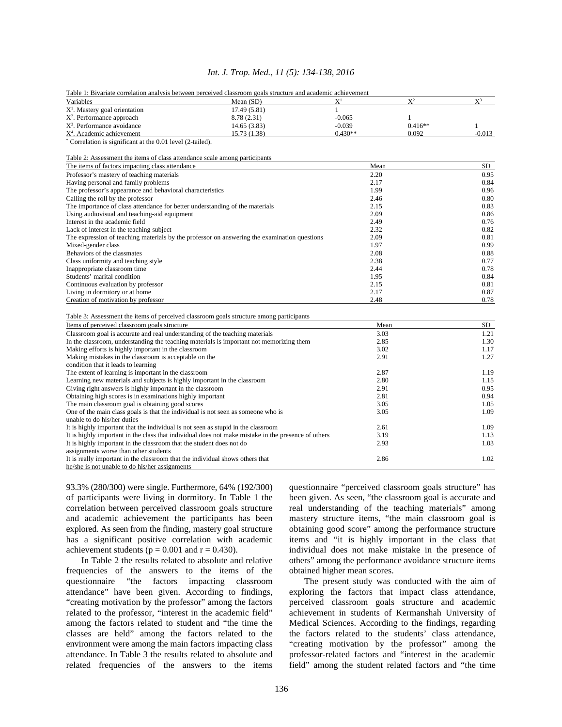Table 1: Bivariate correlation analysis between perceived classroom goals structure and academic achievement

| Variables | Mean (SD) | $X^1$ | $X^2$ | $X^3$ |
|---|---|---|---|---|
| $X^1$. Mastery goal orientation | 17.49 (5.81) | 1 | | |
| $X^2$. Performance approach | 8.78 (2.31) | -0.065 | 1 | |
| $X^3$. Performance avoidance | 14.65 (3.83) | -0.039 | 0.416** | 1 |
| $X^4$. Academic achievement | 15.73 (1.38) | 0.430** | 0.092 | -0.013 |

* Correlation is significant at the 0.01 level (2-tailed).

Table 2: Assessment the items of class attendance scale among participants

| The items of factors impacting class attendance | Mean | SD |
|---|---|---|
| Professor's mastery of teaching materials | 2.20 | 0.95 |
| Having personal and family problems | 2.17 | 0.84 |
| The professor's appearance and behavioral characteristics | 1.99 | 0.96 |
| Calling the roll by the professor | 2.46 | 0.80 |
| The importance of class attendance for better understanding of the materials | 2.15 | 0.83 |
| Using audiovisual and teaching-aid equipment | 2.09 | 0.86 |
| Interest in the academic field | 2.49 | 0.76 |
| Lack of interest in the teaching subject | 2.32 | 0.82 |
| The expression of teaching materials by the professor on answering the examination questions | 2.09 | 0.81 |
| Mixed-gender class | 1.97 | 0.99 |
| Behaviors of the classmates | 2.08 | 0.88 |
| Class uniformity and teaching style | 2.38 | 0.77 |
| Inappropriate classroom time | 2.44 | 0.78 |
| Students' marital condition | 1.95 | 0.84 |
| Continuous evaluation by professor | 2.15 | 0.81 |
| Living in dormitory or at home | 2.17 | 0.87 |
| Creation of motivation by professor | 2.48 | 0.78 |

Table 3: Assessment the items of perceived classroom goals structure among participants

| Items of perceived classroom goals structure | Mean | SD |
|---|---|---|
| Classroom goal is accurate and real understanding of the teaching materials | 3.03 | 1.21 |
| In the classroom, understanding the teaching materials is important not memorizing them | 2.85 | 1.30 |
| Making efforts is highly important in the classroom | 3.02 | 1.17 |
| Making mistakes in the classroom is acceptable on the condition that it leads to learning | 2.91 | 1.27 |
| The extent of learning is important in the classroom | 2.87 | 1.19 |
| Learning new materials and subjects is highly important in the classroom | 2.80 | 1.15 |
| Giving right answers is highly important in the classroom | 2.91 | 0.95 |
| Obtaining high scores is in examinations highly important | 2.81 | 0.94 |
| The main classroom goal is obtaining good scores | 3.05 | 1.05 |
| One of the main class goals is that the individual is not seen as someone who is unable to do his/her duties | 3.05 | 1.09 |
| It is highly important that the individual is not seen as stupid in the classroom | 2.61 | 1.09 |
| It is highly important in the class that individual does not make mistake in the presence of others | 3.19 | 1.13 |
| It is highly important in the classroom that the student does not do assignments worse than other students | 2.93 | 1.03 |
| It is really important in the classroom that the individual shows others that he/she is not unable to do his/her assignments | 2.86 | 1.02 |

93.3% (280/300) were single. Furthermore, 64% (192/300) of participants were living in dormitory. In Table 1 the correlation between perceived classroom goals structure and academic achievement the participants has been explored. As seen from the finding, mastery goal structure has a significant positive correlation with academic achievement students ($p = 0.001$ and $r = 0.430$).

In Table 2 the results related to absolute and relative frequencies of the answers to the items of the questionnaire "the factors impacting classroom attendance" have been given. According to findings, "creating motivation by the professor" among the factors related to the professor, "interest in the academic field" among the factors related to student and "the time the classes are held" among the factors related to the environment were among the main factors impacting class attendance. In Table 3 the results related to absolute and related frequencies of the answers to the items questionnaire "perceived classroom goals structure" has been given. As seen, "the classroom goal is accurate and real understanding of the teaching materials" among mastery structure items, "the main classroom goal is obtaining good score" among the performance structure items and "it is highly important in the class that individual does not make mistake in the presence of others" among the performance avoidance structure items obtained higher mean scores.

The present study was conducted with the aim of exploring the factors that impact class attendance, perceived classroom goals structure and academic achievement in students of Kermanshah University of Medical Sciences. According to the findings, regarding the factors related to the students' class attendance, "creating motivation by the professor" among the professor-related factors and "interest in the academic field" among the student related factors and "the time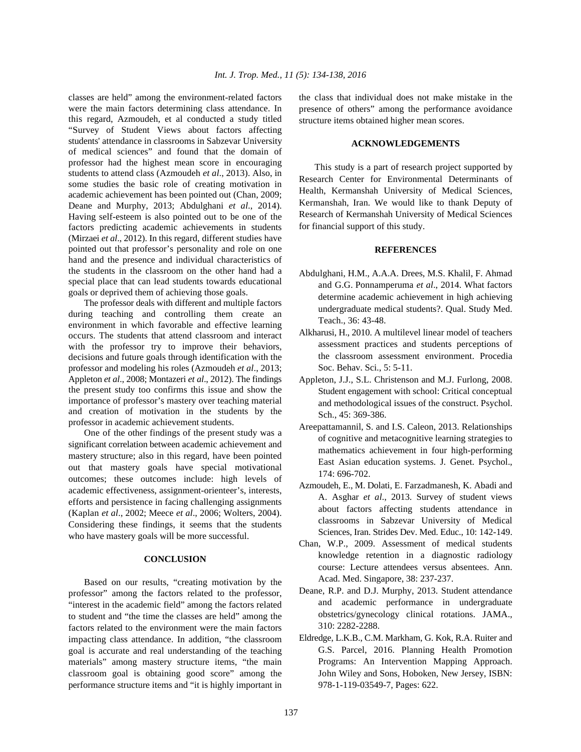classes are held" among the environment-related factors were the main factors determining class attendance. In this regard, Azmoudeh, et al conducted a study titled "Survey of Student Views about factors affecting students' attendance in classrooms in Sabzevar University of medical sciences" and found that the domain of professor had the highest mean score in encouraging students to attend class (Azmoudeh *et al*., 2013). Also, in some studies the basic role of creating motivation in academic achievement has been pointed out (Chan, 2009; Deane and Murphy, 2013; Abdulghani *et al*., 2014). Having self-esteem is also pointed out to be one of the factors predicting academic achievements in students (Mirzaei *et al*., 2012). In this regard, different studies have pointed out that professor's personality and role on one hand and the presence and individual characteristics of the students in the classroom on the other hand had a special place that can lead students towards educational goals or deprived them of achieving those goals.

The professor deals with different and multiple factors during teaching and controlling them create an environment in which favorable and effective learning occurs. The students that attend classroom and interact with the professor try to improve their behaviors, decisions and future goals through identification with the professor and modeling his roles (Azmoudeh *et al*., 2013; Appleton *et al*., 2008; Montazeri *et al*., 2012). The findings the present study too confirms this issue and show the importance of professor's mastery over teaching material and creation of motivation in the students by the professor in academic achievement students.

One of the other findings of the present study was a significant correlation between academic achievement and mastery structure; also in this regard, have been pointed out that mastery goals have special motivational outcomes; these outcomes include: high levels of academic effectiveness, assignment-orienteer's, interests, efforts and persistence in facing challenging assignments (Kaplan *et al*., 2002; Meece *et al*., 2006; Wolters, 2004). Considering these findings, it seems that the students who have mastery goals will be more successful.

## CONCLUSION

Based on our results, "creating motivation by the professor" among the factors related to the professor, "interest in the academic field" among the factors related to student and "the time the classes are held" among the factors related to the environment were the main factors impacting class attendance. In addition, "the classroom goal is accurate and real understanding of the teaching materials" among mastery structure items, "the main classroom goal is obtaining good score" among the performance structure items and "it is highly important in the class that individual does not make mistake in the presence of others" among the performance avoidance structure items obtained higher mean scores.

## ACKNOWLEDGEMENTS

This study is a part of research project supported by Research Center for Environmental Determinants of Health, Kermanshah University of Medical Sciences, Kermanshah, Iran. We would like to thank Deputy of Research of Kermanshah University of Medical Sciences for financial support of this study.

## REFERENCES

Abdulghani, H.M., A.A.A. Drees, M.S. Khalil, F. Ahmad and G.G. Ponnamperuma *et al*., 2014. What factors determine academic achievement in high achieving undergraduate medical students?. Qual. Study Med. Teach., 36: 43-48.

Alkharusi, H., 2010. A multilevel linear model of teachers assessment practices and students perceptions of the classroom assessment environment. Procedia Soc. Behav. Sci., 5: 5-11.

Appleton, J.J., S.L. Christenson and M.J. Furlong, 2008. Student engagement with school: Critical conceptual and methodological issues of the construct. Psychol. Sch., 45: 369-386.

Areepattamannil, S. and I.S. Caleon, 2013. Relationships of cognitive and metacognitive learning strategies to mathematics achievement in four high-performing East Asian education systems. J. Genet. Psychol., 174: 696-702.

Azmoudeh, E., M. Dolati, E. Farzadmanesh, K. Abadi and A. Asghar *et al*., 2013. Survey of student views about factors affecting students attendance in classrooms in Sabzevar University of Medical Sciences, Iran. Strides Dev. Med. Educ., 10: 142-149.

Chan, W.P., 2009. Assessment of medical students knowledge retention in a diagnostic radiology course: Lecture attendees versus absentees. Ann. Acad. Med. Singapore, 38: 237-237.

Deane, R.P. and D.J. Murphy, 2013. Student attendance and academic performance in undergraduate obstetrics/gynecology clinical rotations. JAMA., 310: 2282-2288.

Eldredge, L.K.B., C.M. Markham, G. Kok, R.A. Ruiter and G.S. Parcel, 2016. Planning Health Promotion Programs: An Intervention Mapping Approach. John Wiley and Sons, Hoboken, New Jersey, ISBN: 978-1-119-03549-7, Pages: 622.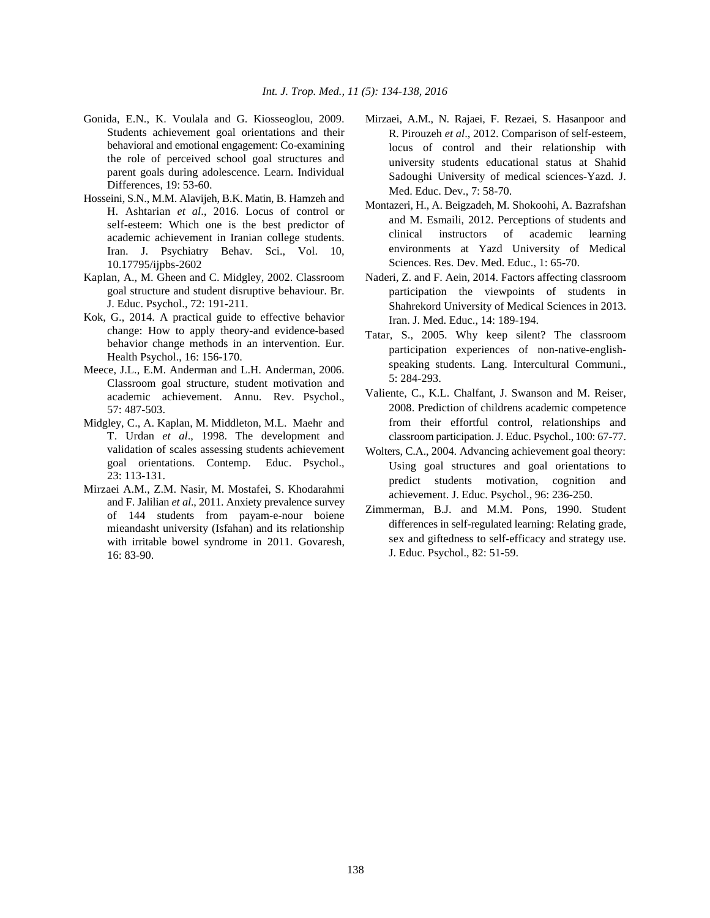Gonida, E.N., K. Voulala and G. Kiosseoglou, 2009. Students achievement goal orientations and their behavioral and emotional engagement: Co-examining the role of perceived school goal structures and parent goals during adolescence. Learn. Individual Differences, 19: 53-60.

Hosseini, S.N., M.M. Alavijeh, B.K. Matin, B. Hamzeh and H. Ashtarian *et al*., 2016. Locus of control or self-esteem: Which one is the best predictor of academic achievement in Iranian college students. Iran. J. Psychiatry Behav. Sci., Vol. 10, 10.17795/ijpbs-2602

Kaplan, A., M. Gheen and C. Midgley, 2002. Classroom goal structure and student disruptive behaviour. Br. J. Educ. Psychol., 72: 191-211.

Kok, G., 2014. A practical guide to effective behavior change: How to apply theory-and evidence-based behavior change methods in an intervention. Eur. Health Psychol., 16: 156-170.

Meece, J.L., E.M. Anderman and L.H. Anderman, 2006. Classroom goal structure, student motivation and academic achievement. Annu. Rev. Psychol., 57: 487-503.

Midgley, C., A. Kaplan, M. Middleton, M.L. Maehr and T. Urdan *et al*., 1998. The development and validation of scales assessing students achievement goal orientations. Contemp. Educ. Psychol., 23: 113-131.

Mirzaei A.M., Z.M. Nasir, M. Mostafei, S. Khodarahmi and F. Jalilian *et al*., 2011. Anxiety prevalence survey of 144 students from payam-e-nour boiene mieandasht university (Isfahan) and its relationship with irritable bowel syndrome in 2011. Govaresh, 16: 83-90.

Mirzaei, A.M., N. Rajaei, F. Rezaei, S. Hasanpoor and R. Pirouzeh *et al*., 2012. Comparison of self-esteem, locus of control and their relationship with university students educational status at Shahid Sadoughi University of medical sciences-Yazd. J. Med. Educ. Dev., 7: 58-70.

Montazeri, H., A. Beigzadeh, M. Shokoohi, A. Bazrafshan and M. Esmaili, 2012. Perceptions of students and clinical instructors of academic learning environments at Yazd University of Medical Sciences. Res. Dev. Med. Educ., 1: 65-70.

Naderi, Z. and F. Aein, 2014. Factors affecting classroom participation the viewpoints of students in Shahrekord University of Medical Sciences in 2013. Iran. J. Med. Educ., 14: 189-194.

Tatar, S., 2005. Why keep silent? The classroom participation experiences of non-native-english-speaking students. Lang. Intercultural Communi., 5: 284-293.

Valiente, C., K.L. Chalfant, J. Swanson and M. Reiser, 2008. Prediction of childrens academic competence from their effortful control, relationships and classroom participation. J. Educ. Psychol., 100: 67-77.

Wolters, C.A., 2004. Advancing achievement goal theory: Using goal structures and goal orientations to predict students motivation, cognition and achievement. J. Educ. Psychol., 96: 236-250.

Zimmerman, B.J. and M.M. Pons, 1990. Student differences in self-regulated learning: Relating grade, sex and giftedness to self-efficacy and strategy use. J. Educ. Psychol., 82: 51-59.